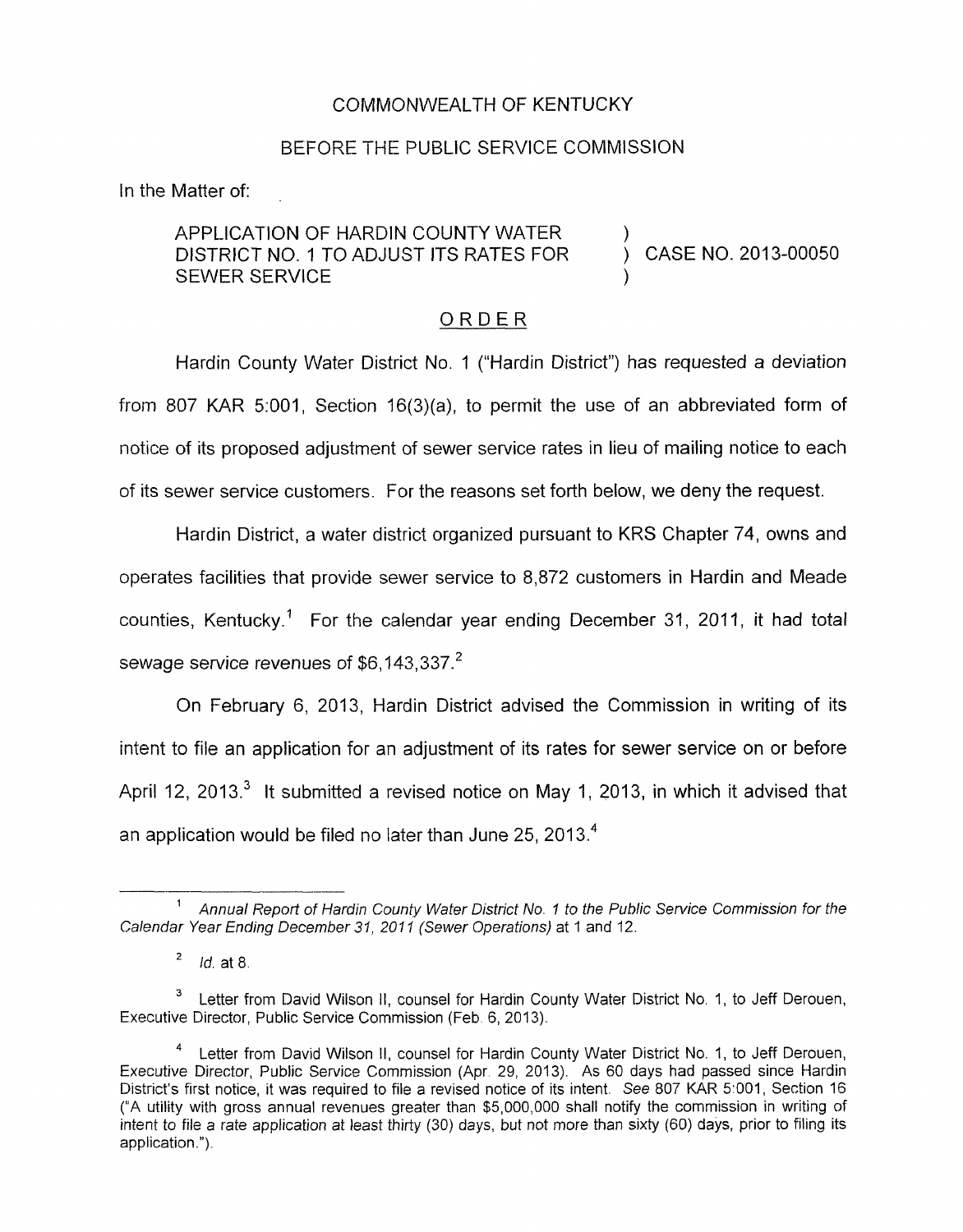COMMONWEALTH OF KENTUCKY

BEFORE THE PUBLIC SERVICE COMMISSION

In the Matter of:

APPLICATION OF HARDIN COUNTY WATER DISTRICT NO. 1 TO ADJUST ITS RATES FOR SEWER SERVICE ) CASE NO. 2013-00050

## ORDER

Hardin County Water District No. 1 ("Hardin District") has requested a deviation from 807 KAR 5:001, Section 16(3)(a), to permit the use of an abbreviated form of notice of its proposed adjustment of sewer service rates in lieu of mailing notice to each of its sewer service customers. For the reasons set forth below, we deny the request.

Hardin District, a water district organized pursuant to KRS Chapter 74, owns and operates facilities that provide sewer service to 8,872 customers in Hardin and Meade counties, Kentucky.[1] For the calendar year ending December 31, 2011, it had total sewage service revenues of $6,143,337.[2]

On February 6, 2013, Hardin District advised the Commission in writing of its intent to file an application for an adjustment of its rates for sewer service on or before April 12, 2013.[3] It submitted a revised notice on May 1, 2013, in which it advised that an application would be filed no later than June 25, 2013.[4]

---

[1] *Annual Report of Hardin County Water District No. 1 to the Public Service Commission for the Calendar Year Ending December 31, 2011 (Sewer Operations)* at 1 and 12.

[2] *Id.* at 8.

[3] Letter from David Wilson II, counsel for Hardin County Water District No. 1, to Jeff Derouen, Executive Director, Public Service Commission (Feb. 6, 2013).

[4] Letter from David Wilson II, counsel for Hardin County Water District No. 1, to Jeff Derouen, Executive Director, Public Service Commission (Apr. 29, 2013). As 60 days had passed since Hardin District's first notice, it was required to file a revised notice of its intent. *See* 807 KAR 5:001, Section 16 ("A utility with gross annual revenues greater than $5,000,000 shall notify the commission in writing of intent to file a rate application at least thirty (30) days, but not more than sixty (60) days, prior to filing its application.").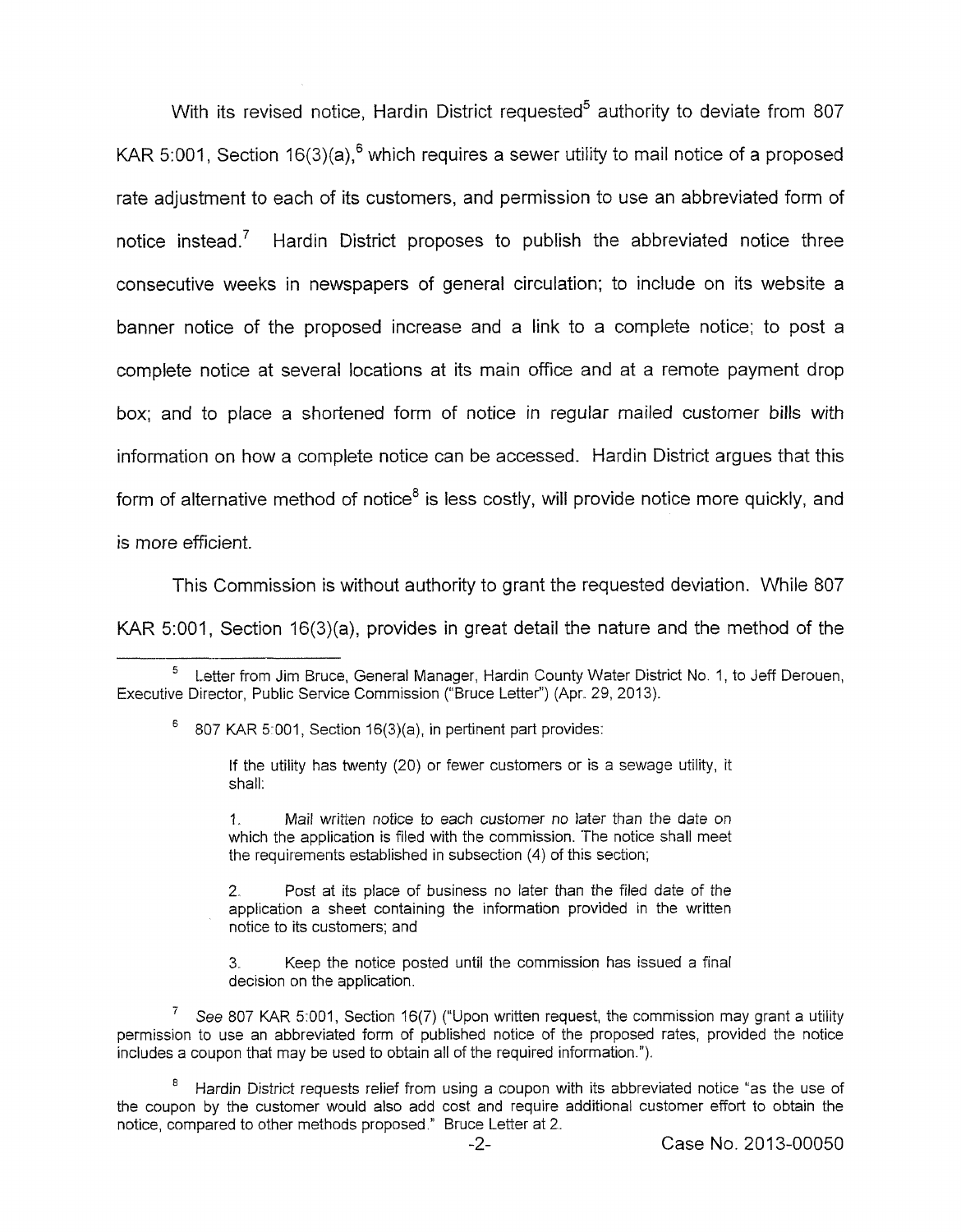With its revised notice, Hardin District requested[5] authority to deviate from 807 KAR 5:001, Section 16(3)(a),[6] which requires a sewer utility to mail notice of a proposed rate adjustment to each of its customers, and permission to use an abbreviated form of notice instead.[7] Hardin District proposes to publish the abbreviated notice three consecutive weeks in newspapers of general circulation; to include on its website a banner notice of the proposed increase and a link to a complete notice; to post a complete notice at several locations at its main office and at a remote payment drop box; and to place a shortened form of notice in regular mailed customer bills with information on how a complete notice can be accessed. Hardin District argues that this form of alternative method of notice[8] is less costly, will provide notice more quickly, and is more efficient.

This Commission is without authority to grant the requested deviation. While 807 KAR 5:001, Section 16(3)(a), provides in great detail the nature and the method of the

---

[5] Letter from Jim Bruce, General Manager, Hardin County Water District No. 1, to Jeff Derouen, Executive Director, Public Service Commission ("Bruce Letter") (Apr. 29, 2013).

[6] 807 KAR 5:001, Section 16(3)(a), in pertinent part provides:

> If the utility has twenty (20) or fewer customers or is a sewage utility, it shall:
>
> 1. Mail written notice to each customer no later than the date on which the application is filed with the commission. The notice shall meet the requirements established in subsection (4) of this section;
>
> 2. Post at its place of business no later than the filed date of the application a sheet containing the information provided in the written notice to its customers; and
>
> 3. Keep the notice posted until the commission has issued a final decision on the application.

[7] *See* 807 KAR 5:001, Section 16(7) ("Upon written request, the commission may grant a utility permission to use an abbreviated form of published notice of the proposed rates, provided the notice includes a coupon that may be used to obtain all of the required information.").

[8] Hardin District requests relief from using a coupon with its abbreviated notice "as the use of the coupon by the customer would also add cost and require additional customer effort to obtain the notice, compared to other methods proposed." Bruce Letter at 2.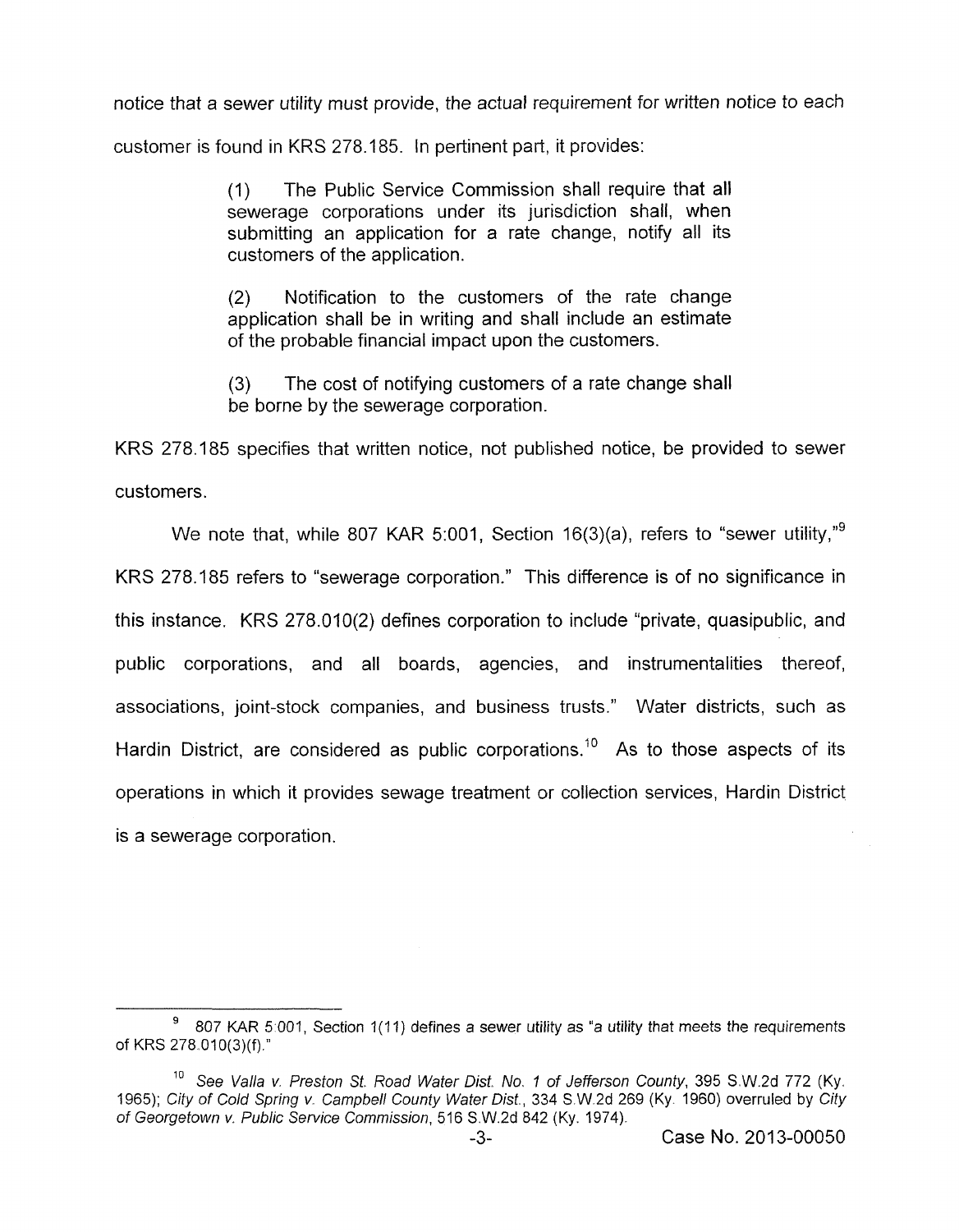notice that a sewer utility must provide, the actual requirement for written notice to each customer is found in KRS 278.185. In pertinent part, it provides:

> (1) The Public Service Commission shall require that all sewerage corporations under its jurisdiction shall, when submitting an application for a rate change, notify all its customers of the application.
>
> (2) Notification to the customers of the rate change application shall be in writing and shall include an estimate of the probable financial impact upon the customers.
>
> (3) The cost of notifying customers of a rate change shall be borne by the sewerage corporation.

KRS 278.185 specifies that written notice, not published notice, be provided to sewer customers.

We note that, while 807 KAR 5:001, Section 16(3)(a), refers to "sewer utility,"[9] KRS 278.185 refers to "sewerage corporation." This difference is of no significance in this instance. KRS 278.010(2) defines corporation to include "private, quasipublic, and public corporations, and all boards, agencies, and instrumentalities thereof, associations, joint-stock companies, and business trusts." Water districts, such as Hardin District, are considered as public corporations.[10] As to those aspects of its operations in which it provides sewage treatment or collection services, Hardin District is a sewerage corporation.

---

[9] 807 KAR 5:001, Section 1(11) defines a sewer utility as "a utility that meets the requirements of KRS 278.010(3)(f)."

[10] *See Valla v. Preston St. Road Water Dist. No. 1 of Jefferson County*, 395 S.W.2d 772 (Ky. 1965); *City of Cold Spring v. Campbell County Water Dist.*, 334 S.W.2d 269 (Ky. 1960) overruled by *City of Georgetown v. Public Service Commission*, 516 S.W.2d 842 (Ky. 1974).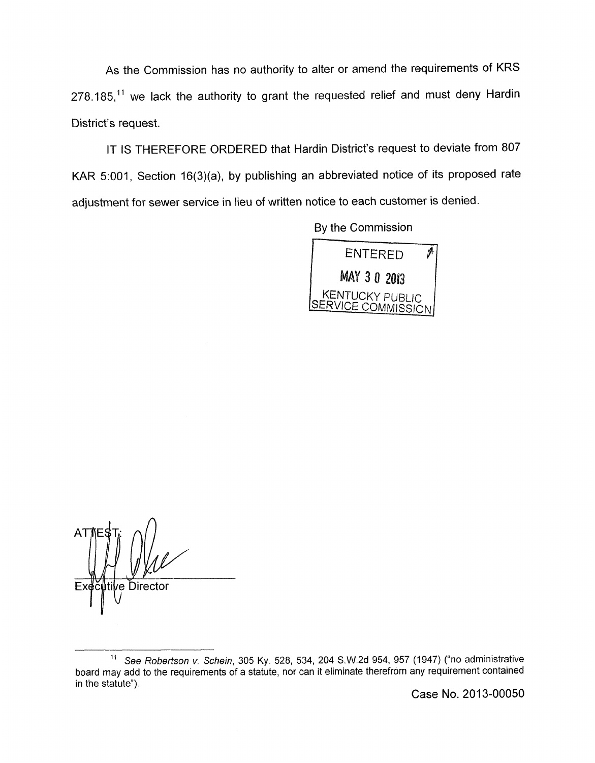As the Commission has no authority to alter or amend the requirements of KRS 278.185,[11] we lack the authority to grant the requested relief and must deny Hardin District's request.

IT IS THEREFORE ORDERED that Hardin District's request to deviate from 807 KAR 5:001, Section 16(3)(a), by publishing an abbreviated notice of its proposed rate adjustment for sewer service in lieu of written notice to each customer is denied.

By the Commission

ENTERED
MAY 30 2013
KENTUCKY PUBLIC
SERVICE COMMISSION

ATTEST:

Executive Director

---

[11] *See Robertson v. Schein*, 305 Ky. 528, 534, 204 S.W.2d 954, 957 (1947) ("no administrative board may add to the requirements of a statute, nor can it eliminate therefrom any requirement contained in the statute").

Case No. 2013-00050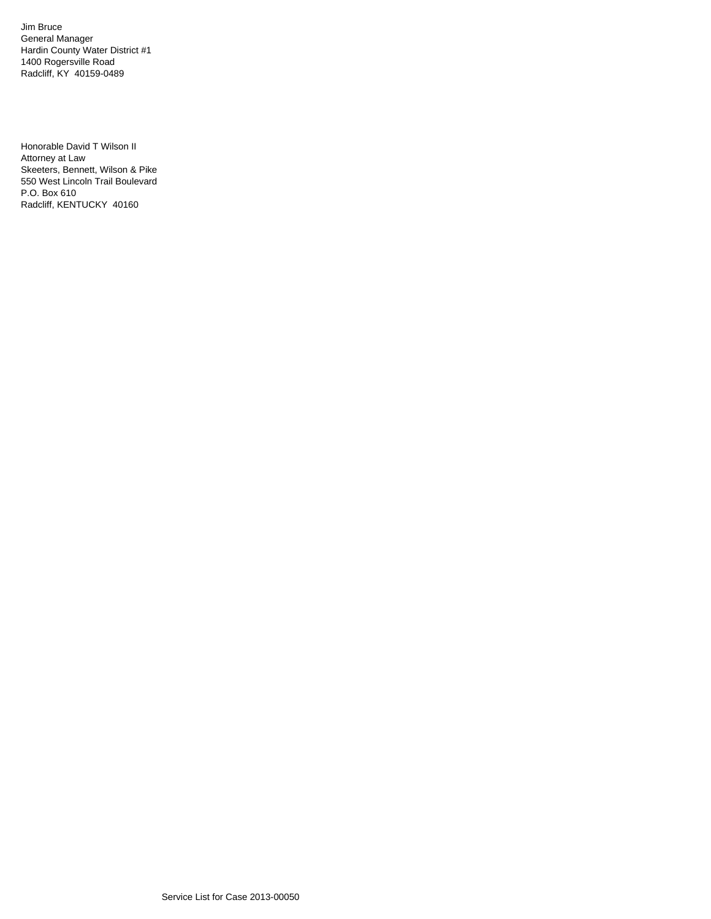Jim Bruce
General Manager
Hardin County Water District #1
1400 Rogersville Road
Radcliff, KY  40159-0489

Honorable David T Wilson II
Attorney at Law
Skeeters, Bennett, Wilson & Pike
550 West Lincoln Trail Boulevard
P.O. Box 610
Radcliff, KENTUCKY  40160

Service List for Case 2013-00050